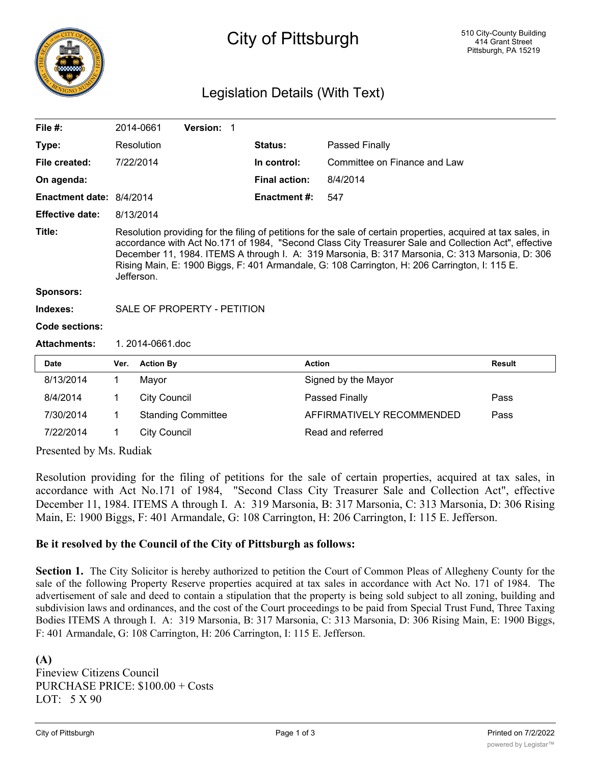# City of Pittsburgh

510 City-County Building
414 Grant Street
Pittsburgh, PA 15219

## Legislation Details (With Text)

| | | | |
|---|---|---|---|
| **File #:** | 2014-0661 **Version:** 1 | | |
| **Type:** | Resolution | **Status:** | Passed Finally |
| **File created:** | 7/22/2014 | **In control:** | Committee on Finance and Law |
| **On agenda:** | | **Final action:** | 8/4/2014 |
| **Enactment date:** | 8/4/2014 | **Enactment #:** | 547 |
| **Effective date:** | 8/13/2014 | | |

**Title:** Resolution providing for the filing of petitions for the sale of certain properties, acquired at tax sales, in accordance with Act No.171 of 1984, "Second Class City Treasurer Sale and Collection Act", effective December 11, 1984. ITEMS A through I. A: 319 Marsonia, B: 317 Marsonia, C: 313 Marsonia, D: 306 Rising Main, E: 1900 Biggs, F: 401 Armandale, G: 108 Carrington, H: 206 Carrington, I: 115 E. Jefferson.

**Sponsors:**

**Indexes:** SALE OF PROPERTY - PETITION

**Code sections:**

**Attachments:** 1. 2014-0661.doc

| Date | Ver. | Action By | Action | Result |
|---|---|---|---|---|
| 8/13/2014 | 1 | Mayor | Signed by the Mayor | |
| 8/4/2014 | 1 | City Council | Passed Finally | Pass |
| 7/30/2014 | 1 | Standing Committee | AFFIRMATIVELY RECOMMENDED | Pass |
| 7/22/2014 | 1 | City Council | Read and referred | |

Presented by Ms. Rudiak

Resolution providing for the filing of petitions for the sale of certain properties, acquired at tax sales, in accordance with Act No.171 of 1984, "Second Class City Treasurer Sale and Collection Act", effective December 11, 1984. ITEMS A through I. A: 319 Marsonia, B: 317 Marsonia, C: 313 Marsonia, D: 306 Rising Main, E: 1900 Biggs, F: 401 Armandale, G: 108 Carrington, H: 206 Carrington, I: 115 E. Jefferson.

**Be it resolved by the Council of the City of Pittsburgh as follows:**

**Section 1.** The City Solicitor is hereby authorized to petition the Court of Common Pleas of Allegheny County for the sale of the following Property Reserve properties acquired at tax sales in accordance with Act No. 171 of 1984. The advertisement of sale and deed to contain a stipulation that the property is being sold subject to all zoning, building and subdivision laws and ordinances, and the cost of the Court proceedings to be paid from Special Trust Fund, Three Taxing Bodies ITEMS A through I. A: 319 Marsonia, B: 317 Marsonia, C: 313 Marsonia, D: 306 Rising Main, E: 1900 Biggs, F: 401 Armandale, G: 108 Carrington, H: 206 Carrington, I: 115 E. Jefferson.

**(A)**
Fineview Citizens Council
PURCHASE PRICE: $100.00 + Costs
LOT: 5 X 90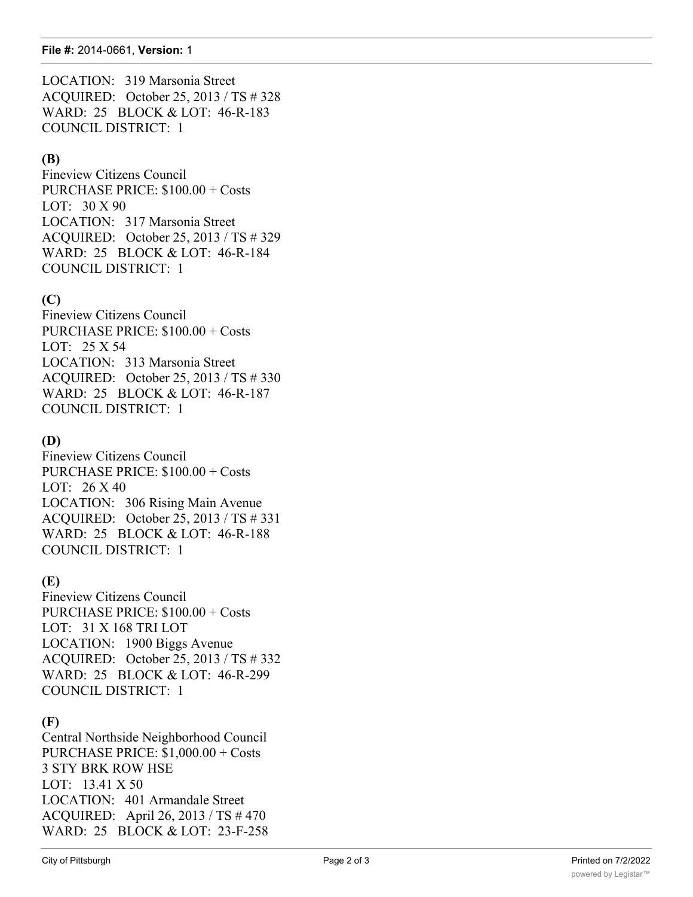LOCATION: 319 Marsonia Street
ACQUIRED: October 25, 2013 / TS # 328
WARD: 25 BLOCK & LOT: 46-R-183
COUNCIL DISTRICT: 1

**(B)**
Fineview Citizens Council
PURCHASE PRICE: $100.00 + Costs
LOT: 30 X 90
LOCATION: 317 Marsonia Street
ACQUIRED: October 25, 2013 / TS # 329
WARD: 25 BLOCK & LOT: 46-R-184
COUNCIL DISTRICT: 1

**(C)**
Fineview Citizens Council
PURCHASE PRICE: $100.00 + Costs
LOT: 25 X 54
LOCATION: 313 Marsonia Street
ACQUIRED: October 25, 2013 / TS # 330
WARD: 25 BLOCK & LOT: 46-R-187
COUNCIL DISTRICT: 1

**(D)**
Fineview Citizens Council
PURCHASE PRICE: $100.00 + Costs
LOT: 26 X 40
LOCATION: 306 Rising Main Avenue
ACQUIRED: October 25, 2013 / TS # 331
WARD: 25 BLOCK & LOT: 46-R-188
COUNCIL DISTRICT: 1

**(E)**
Fineview Citizens Council
PURCHASE PRICE: $100.00 + Costs
LOT: 31 X 168 TRI LOT
LOCATION: 1900 Biggs Avenue
ACQUIRED: October 25, 2013 / TS # 332
WARD: 25 BLOCK & LOT: 46-R-299
COUNCIL DISTRICT: 1

**(F)**
Central Northside Neighborhood Council
PURCHASE PRICE: $1,000.00 + Costs
3 STY BRK ROW HSE
LOT: 13.41 X 50
LOCATION: 401 Armandale Street
ACQUIRED: April 26, 2013 / TS # 470
WARD: 25 BLOCK & LOT: 23-F-258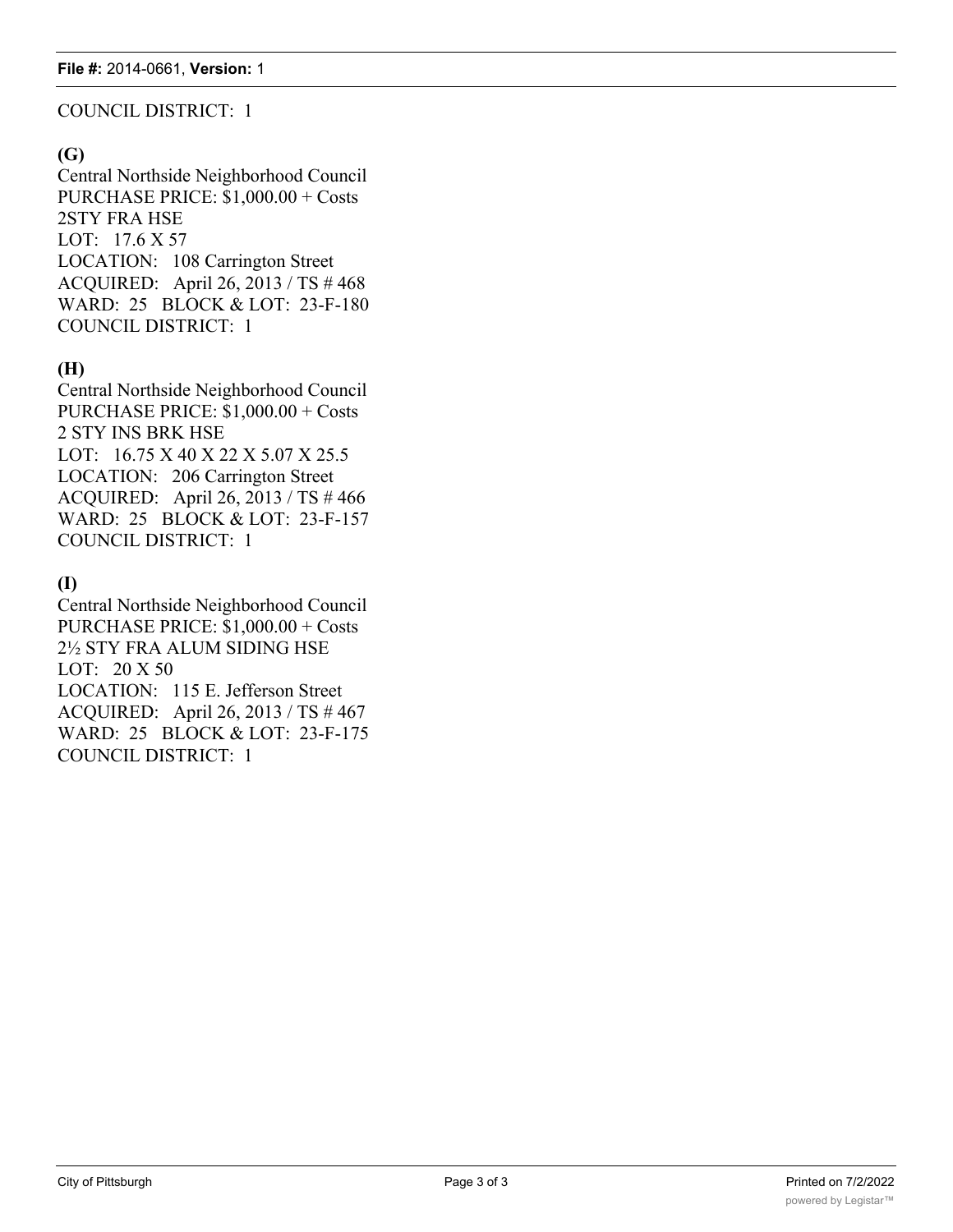COUNCIL DISTRICT: 1

**(G)**

Central Northside Neighborhood Council
PURCHASE PRICE: $1,000.00 + Costs
2STY FRA HSE
LOT: 17.6 X 57
LOCATION: 108 Carrington Street
ACQUIRED: April 26, 2013 / TS # 468
WARD: 25 BLOCK & LOT: 23-F-180
COUNCIL DISTRICT: 1

**(H)**

Central Northside Neighborhood Council
PURCHASE PRICE: $1,000.00 + Costs
2 STY INS BRK HSE
LOT: 16.75 X 40 X 22 X 5.07 X 25.5
LOCATION: 206 Carrington Street
ACQUIRED: April 26, 2013 / TS # 466
WARD: 25 BLOCK & LOT: 23-F-157
COUNCIL DISTRICT: 1

**(I)**

Central Northside Neighborhood Council
PURCHASE PRICE: $1,000.00 + Costs
2½ STY FRA ALUM SIDING HSE
LOT: 20 X 50
LOCATION: 115 E. Jefferson Street
ACQUIRED: April 26, 2013 / TS # 467
WARD: 25 BLOCK & LOT: 23-F-175
COUNCIL DISTRICT: 1